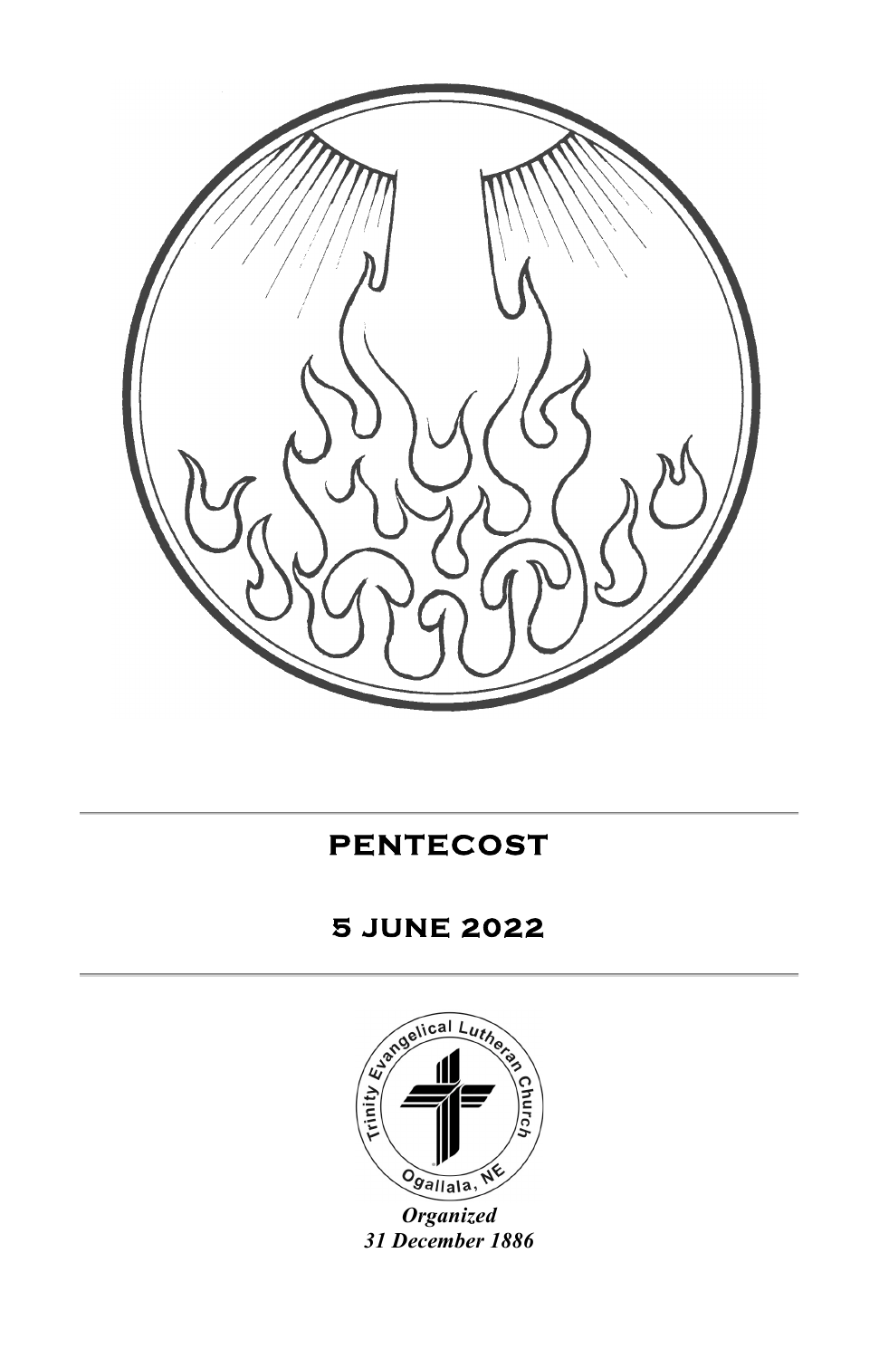# PENTECOST

## 5 JUNE 2022

Trinity Evangelical Lutheran Church
Ogallala, NE

***Organized***
***31 December 1886***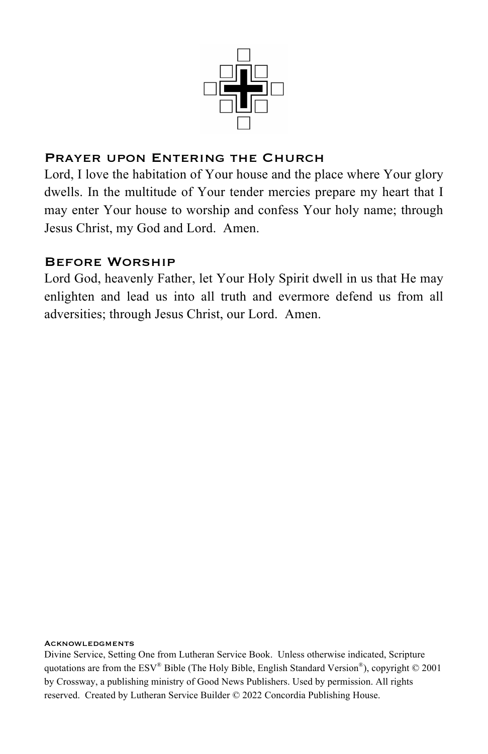## Prayer upon Entering the Church

Lord, I love the habitation of Your house and the place where Your glory dwells. In the multitude of Your tender mercies prepare my heart that I may enter Your house to worship and confess Your holy name; through Jesus Christ, my God and Lord. Amen.

## Before Worship

Lord God, heavenly Father, let Your Holy Spirit dwell in us that He may enlighten and lead us into all truth and evermore defend us from all adversities; through Jesus Christ, our Lord. Amen.

### Acknowledgments

Divine Service, Setting One from Lutheran Service Book. Unless otherwise indicated, Scripture quotations are from the ESV® Bible (The Holy Bible, English Standard Version®), copyright © 2001 by Crossway, a publishing ministry of Good News Publishers. Used by permission. All rights reserved. Created by Lutheran Service Builder © 2022 Concordia Publishing House.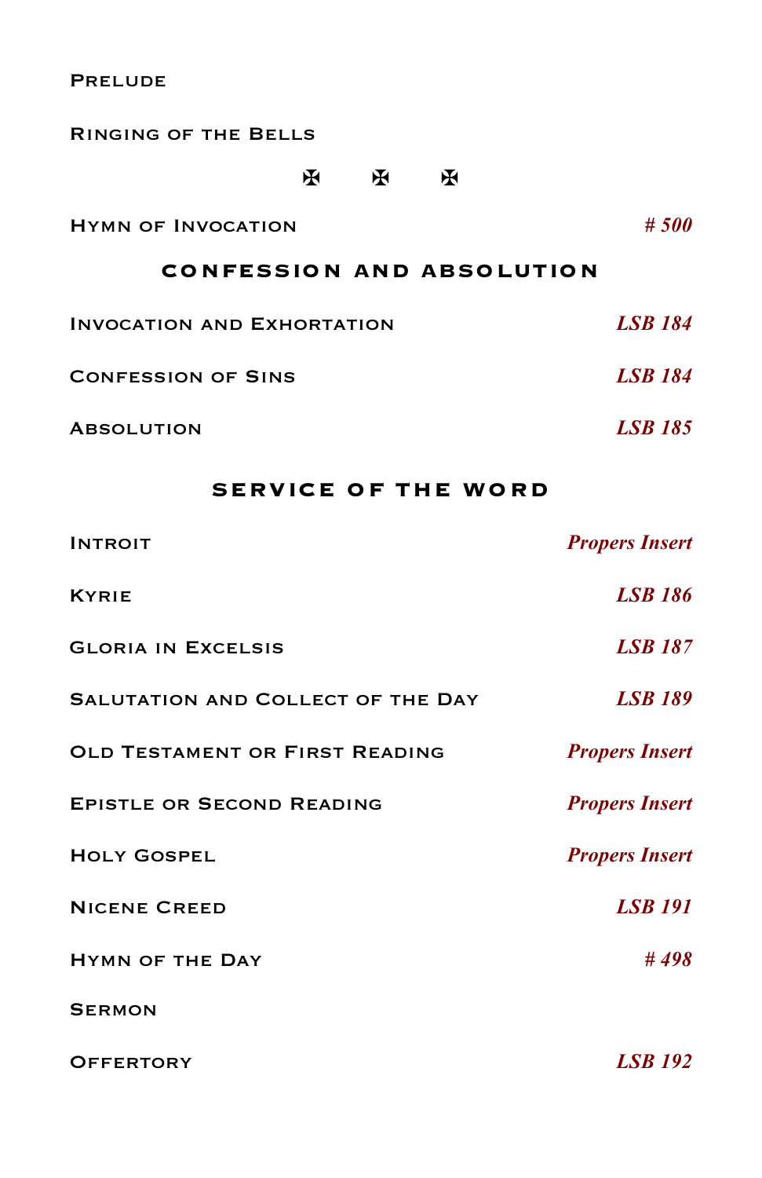Prelude

Ringing of the Bells

✠ ✠ ✠

Hymn of Invocation *# 500*

## Confession and Absolution

Invocation and Exhortation *LSB 184*

Confession of Sins *LSB 184*

Absolution *LSB 185*

## Service of the Word

Introit *Propers Insert*

Kyrie *LSB 186*

Gloria in Excelsis *LSB 187*

Salutation and Collect of the Day *LSB 189*

Old Testament or First Reading *Propers Insert*

Epistle or Second Reading *Propers Insert*

Holy Gospel *Propers Insert*

Nicene Creed *LSB 191*

Hymn of the Day *# 498*

Sermon

Offertory *LSB 192*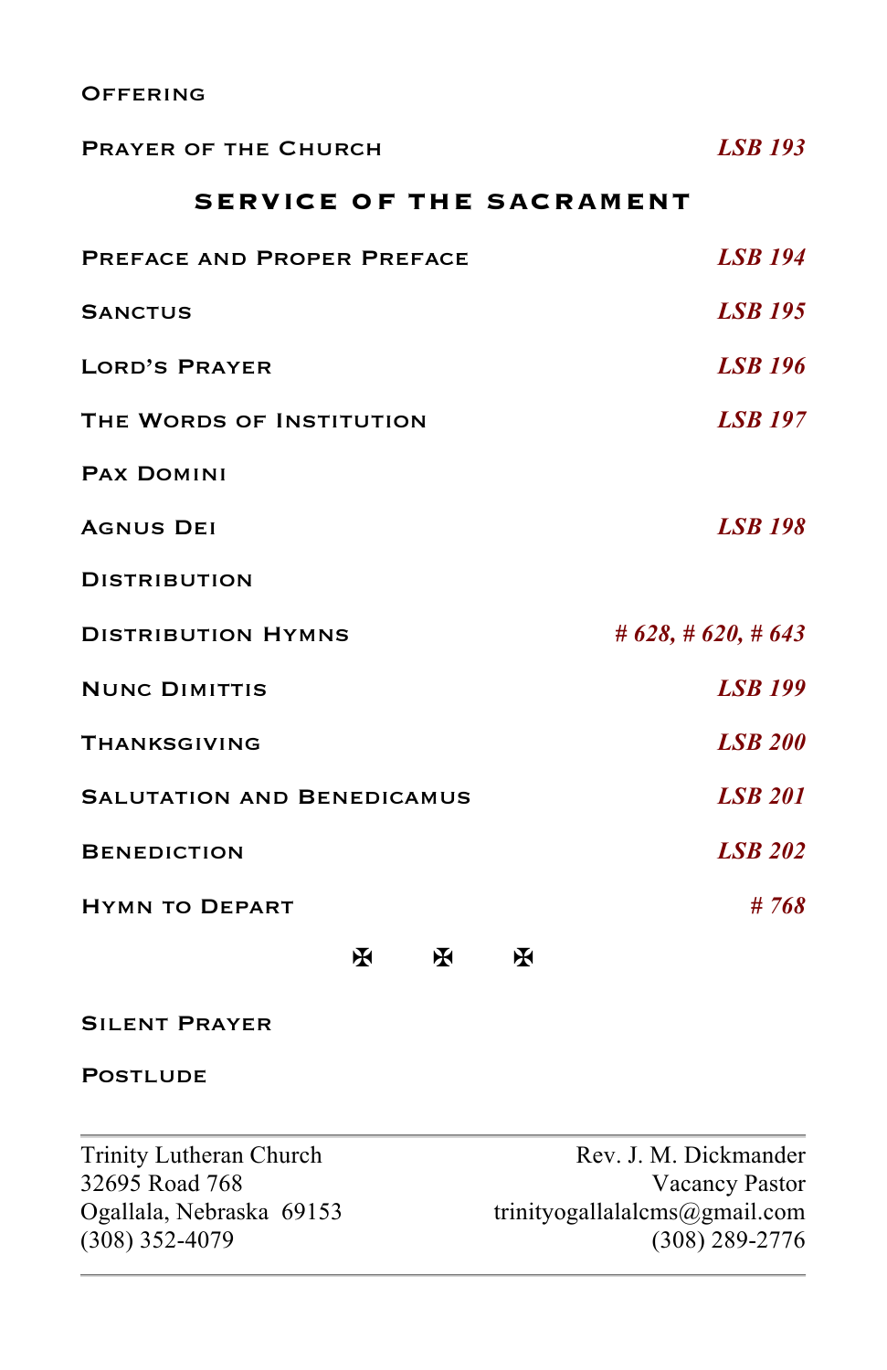Offering

Prayer of the Church *LSB 193*

## SERVICE OF THE SACRAMENT

Preface and Proper Preface *LSB 194*

Sanctus *LSB 195*

Lord's Prayer *LSB 196*

The Words of Institution *LSB 197*

Pax Domini

Agnus Dei *LSB 198*

Distribution

Distribution Hymns *# 628, # 620, # 643*

Nunc Dimittis *LSB 199*

Thanksgiving *LSB 200*

Salutation and Benedicamus *LSB 201*

Benediction *LSB 202*

Hymn to Depart *# 768*

✠ ✠ ✠

Silent Prayer

Postlude

---

Trinity Lutheran Church
32695 Road 768
Ogallala, Nebraska 69153
(308) 352-4079

Rev. J. M. Dickmander
Vacancy Pastor
trinityogallalalcms@gmail.com
(308) 289-2776